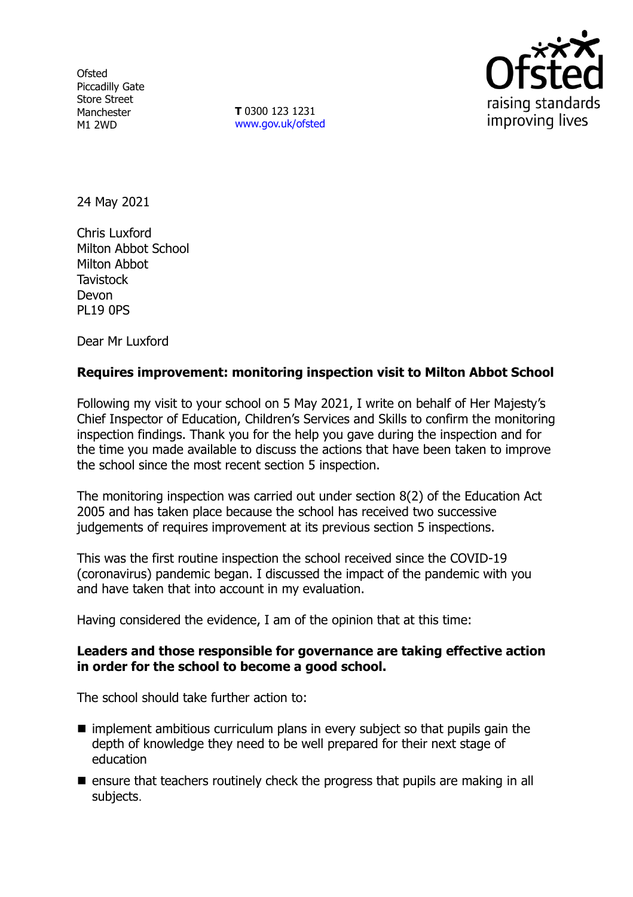Ofsted
Piccadilly Gate
Store Street
Manchester
M1 2WD

**T** 0300 123 1231
www.gov.uk/ofsted

24 May 2021

Chris Luxford
Milton Abbot School
Milton Abbot
Tavistock
Devon
PL19 0PS

Dear Mr Luxford

**Requires improvement: monitoring inspection visit to Milton Abbot School**

Following my visit to your school on 5 May 2021, I write on behalf of Her Majesty's Chief Inspector of Education, Children's Services and Skills to confirm the monitoring inspection findings. Thank you for the help you gave during the inspection and for the time you made available to discuss the actions that have been taken to improve the school since the most recent section 5 inspection.

The monitoring inspection was carried out under section 8(2) of the Education Act 2005 and has taken place because the school has received two successive judgements of requires improvement at its previous section 5 inspections.

This was the first routine inspection the school received since the COVID-19 (coronavirus) pandemic began. I discussed the impact of the pandemic with you and have taken that into account in my evaluation.

Having considered the evidence, I am of the opinion that at this time:

**Leaders and those responsible for governance are taking effective action in order for the school to become a good school.**

The school should take further action to:

- implement ambitious curriculum plans in every subject so that pupils gain the depth of knowledge they need to be well prepared for their next stage of education
- ensure that teachers routinely check the progress that pupils are making in all subjects.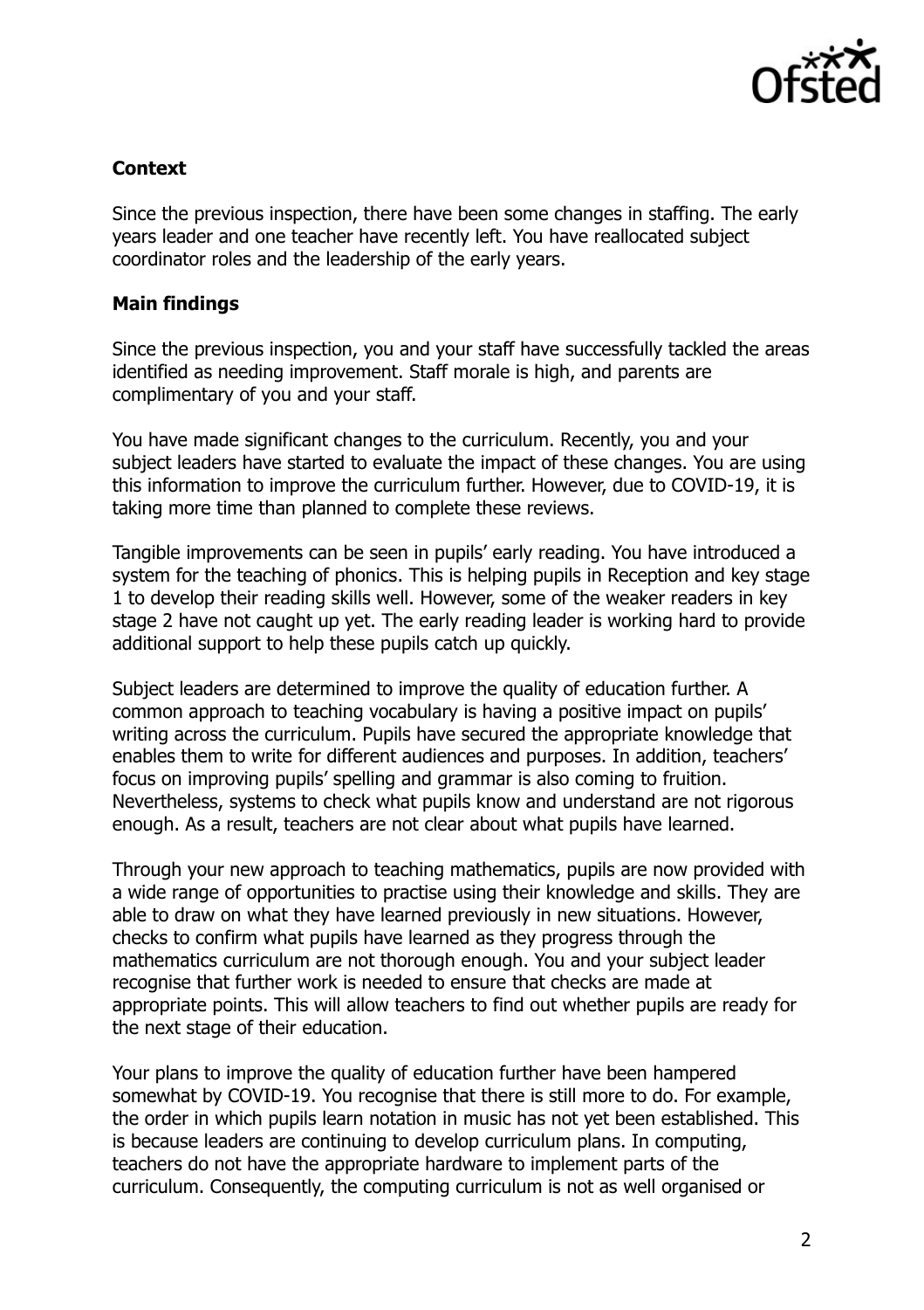**Context**

Since the previous inspection, there have been some changes in staffing. The early years leader and one teacher have recently left. You have reallocated subject coordinator roles and the leadership of the early years.

**Main findings**

Since the previous inspection, you and your staff have successfully tackled the areas identified as needing improvement. Staff morale is high, and parents are complimentary of you and your staff.

You have made significant changes to the curriculum. Recently, you and your subject leaders have started to evaluate the impact of these changes. You are using this information to improve the curriculum further. However, due to COVID-19, it is taking more time than planned to complete these reviews.

Tangible improvements can be seen in pupils' early reading. You have introduced a system for the teaching of phonics. This is helping pupils in Reception and key stage 1 to develop their reading skills well. However, some of the weaker readers in key stage 2 have not caught up yet. The early reading leader is working hard to provide additional support to help these pupils catch up quickly.

Subject leaders are determined to improve the quality of education further. A common approach to teaching vocabulary is having a positive impact on pupils' writing across the curriculum. Pupils have secured the appropriate knowledge that enables them to write for different audiences and purposes. In addition, teachers' focus on improving pupils' spelling and grammar is also coming to fruition. Nevertheless, systems to check what pupils know and understand are not rigorous enough. As a result, teachers are not clear about what pupils have learned.

Through your new approach to teaching mathematics, pupils are now provided with a wide range of opportunities to practise using their knowledge and skills. They are able to draw on what they have learned previously in new situations. However, checks to confirm what pupils have learned as they progress through the mathematics curriculum are not thorough enough. You and your subject leader recognise that further work is needed to ensure that checks are made at appropriate points. This will allow teachers to find out whether pupils are ready for the next stage of their education.

Your plans to improve the quality of education further have been hampered somewhat by COVID-19. You recognise that there is still more to do. For example, the order in which pupils learn notation in music has not yet been established. This is because leaders are continuing to develop curriculum plans. In computing, teachers do not have the appropriate hardware to implement parts of the curriculum. Consequently, the computing curriculum is not as well organised or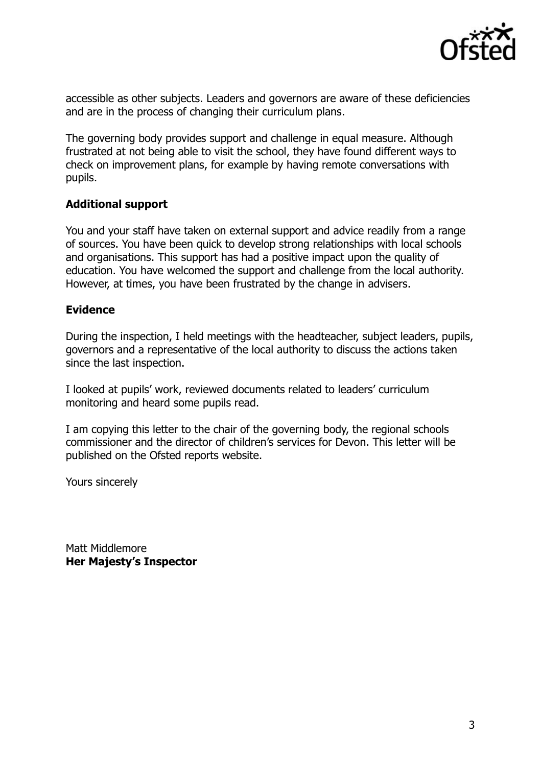accessible as other subjects. Leaders and governors are aware of these deficiencies and are in the process of changing their curriculum plans.

The governing body provides support and challenge in equal measure. Although frustrated at not being able to visit the school, they have found different ways to check on improvement plans, for example by having remote conversations with pupils.

### Additional support

You and your staff have taken on external support and advice readily from a range of sources. You have been quick to develop strong relationships with local schools and organisations. This support has had a positive impact upon the quality of education. You have welcomed the support and challenge from the local authority. However, at times, you have been frustrated by the change in advisers.

### Evidence

During the inspection, I held meetings with the headteacher, subject leaders, pupils, governors and a representative of the local authority to discuss the actions taken since the last inspection.

I looked at pupils' work, reviewed documents related to leaders' curriculum monitoring and heard some pupils read.

I am copying this letter to the chair of the governing body, the regional schools commissioner and the director of children's services for Devon. This letter will be published on the Ofsted reports website.

Yours sincerely

Matt Middlemore
**Her Majesty's Inspector**